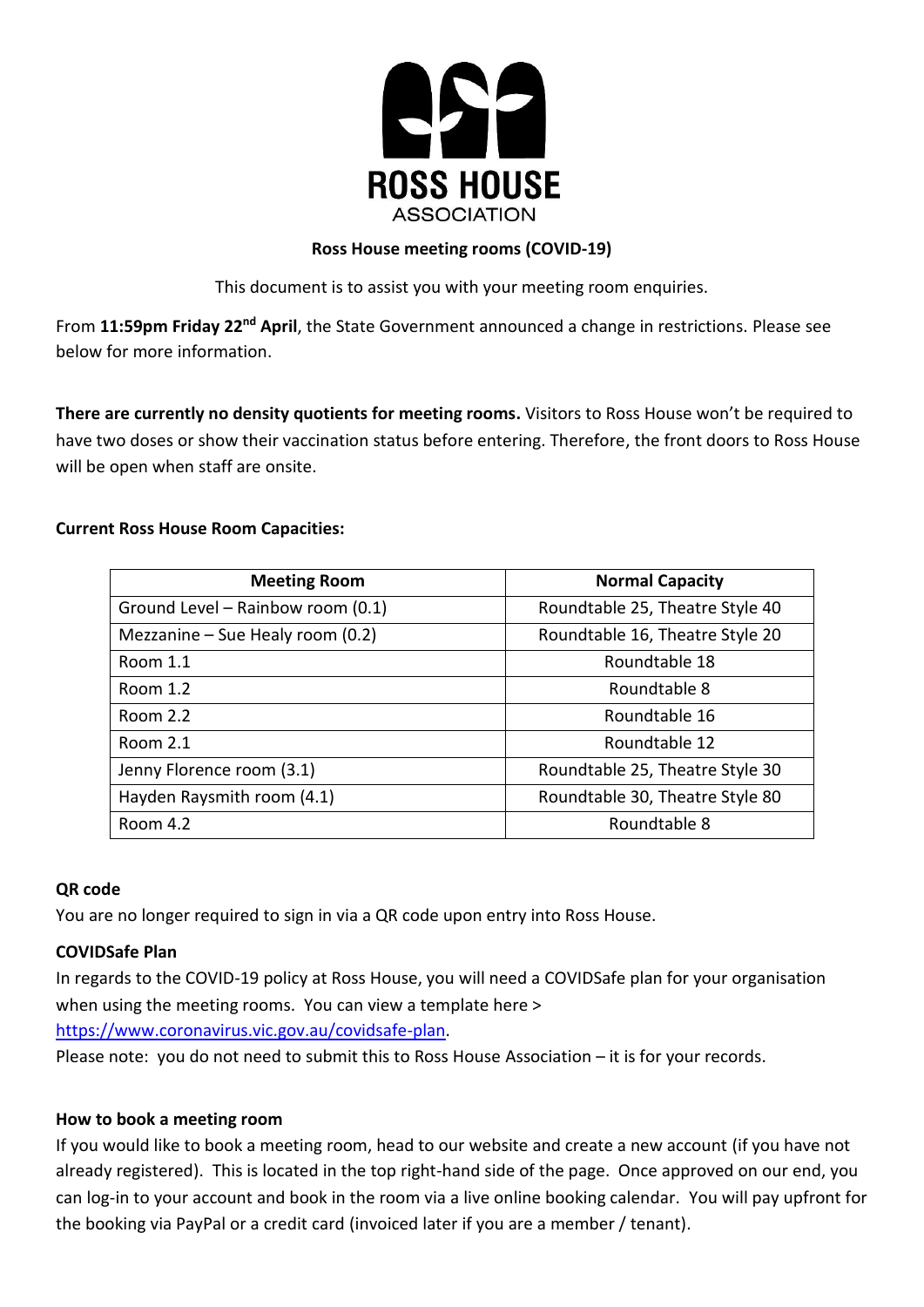**ROSS HOUSE**
ASSOCIATION

**Ross House meeting rooms (COVID-19)**

This document is to assist you with your meeting room enquiries.

From **11:59pm Friday 22nd April**, the State Government announced a change in restrictions. Please see below for more information.

**There are currently no density quotients for meeting rooms.** Visitors to Ross House won't be required to have two doses or show their vaccination status before entering. Therefore, the front doors to Ross House will be open when staff are onsite.

**Current Ross House Room Capacities:**

| Meeting Room | Normal Capacity |
|---|---|
| Ground Level – Rainbow room (0.1) | Roundtable 25, Theatre Style 40 |
| Mezzanine – Sue Healy room (0.2) | Roundtable 16, Theatre Style 20 |
| Room 1.1 | Roundtable 18 |
| Room 1.2 | Roundtable 8 |
| Room 2.2 | Roundtable 16 |
| Room 2.1 | Roundtable 12 |
| Jenny Florence room (3.1) | Roundtable 25, Theatre Style 30 |
| Hayden Raysmith room (4.1) | Roundtable 30, Theatre Style 80 |
| Room 4.2 | Roundtable 8 |

**QR code**

You are no longer required to sign in via a QR code upon entry into Ross House.

**COVIDSafe Plan**

In regards to the COVID-19 policy at Ross House, you will need a COVIDSafe plan for your organisation when using the meeting rooms. You can view a template here > https://www.coronavirus.vic.gov.au/covidsafe-plan.

Please note: you do not need to submit this to Ross House Association – it is for your records.

**How to book a meeting room**

If you would like to book a meeting room, head to our website and create a new account (if you have not already registered). This is located in the top right-hand side of the page. Once approved on our end, you can log-in to your account and book in the room via a live online booking calendar. You will pay upfront for the booking via PayPal or a credit card (invoiced later if you are a member / tenant).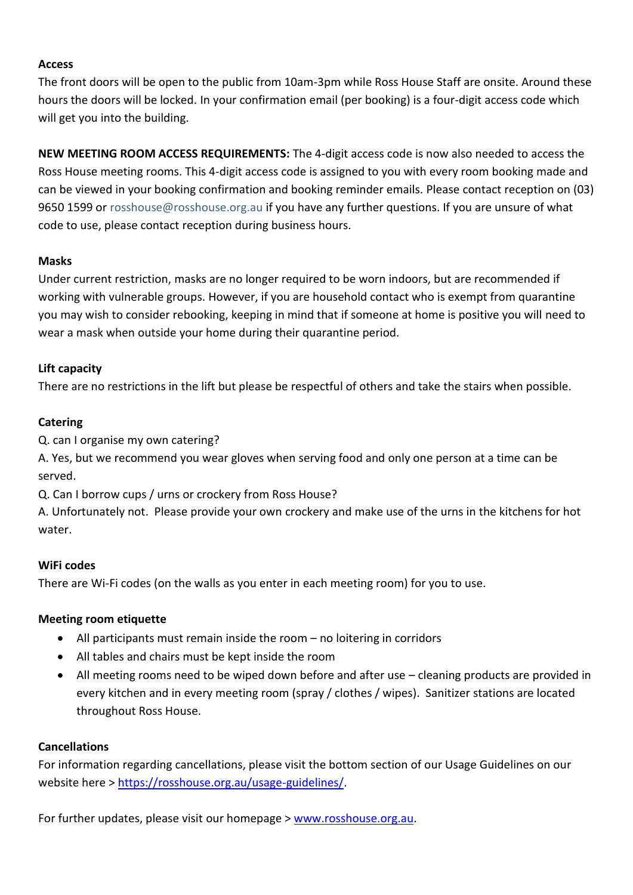**Access**

The front doors will be open to the public from 10am-3pm while Ross House Staff are onsite. Around these hours the doors will be locked. In your confirmation email (per booking) is a four-digit access code which will get you into the building.

**NEW MEETING ROOM ACCESS REQUIREMENTS:** The 4-digit access code is now also needed to access the Ross House meeting rooms. This 4-digit access code is assigned to you with every room booking made and can be viewed in your booking confirmation and booking reminder emails. Please contact reception on (03) 9650 1599 or rosshouse@rosshouse.org.au if you have any further questions. If you are unsure of what code to use, please contact reception during business hours.

**Masks**

Under current restriction, masks are no longer required to be worn indoors, but are recommended if working with vulnerable groups. However, if you are household contact who is exempt from quarantine you may wish to consider rebooking, keeping in mind that if someone at home is positive you will need to wear a mask when outside your home during their quarantine period.

**Lift capacity**

There are no restrictions in the lift but please be respectful of others and take the stairs when possible.

**Catering**

Q. can I organise my own catering?

A. Yes, but we recommend you wear gloves when serving food and only one person at a time can be served.

Q. Can I borrow cups / urns or crockery from Ross House?

A. Unfortunately not. Please provide your own crockery and make use of the urns in the kitchens for hot water.

**WiFi codes**

There are Wi-Fi codes (on the walls as you enter in each meeting room) for you to use.

**Meeting room etiquette**

- All participants must remain inside the room – no loitering in corridors
- All tables and chairs must be kept inside the room
- All meeting rooms need to be wiped down before and after use – cleaning products are provided in every kitchen and in every meeting room (spray / clothes / wipes). Sanitizer stations are located throughout Ross House.

**Cancellations**

For information regarding cancellations, please visit the bottom section of our Usage Guidelines on our website here > [https://rosshouse.org.au/usage-guidelines/](https://rosshouse.org.au/usage-guidelines/).

For further updates, please visit our homepage > [www.rosshouse.org.au](http://www.rosshouse.org.au).